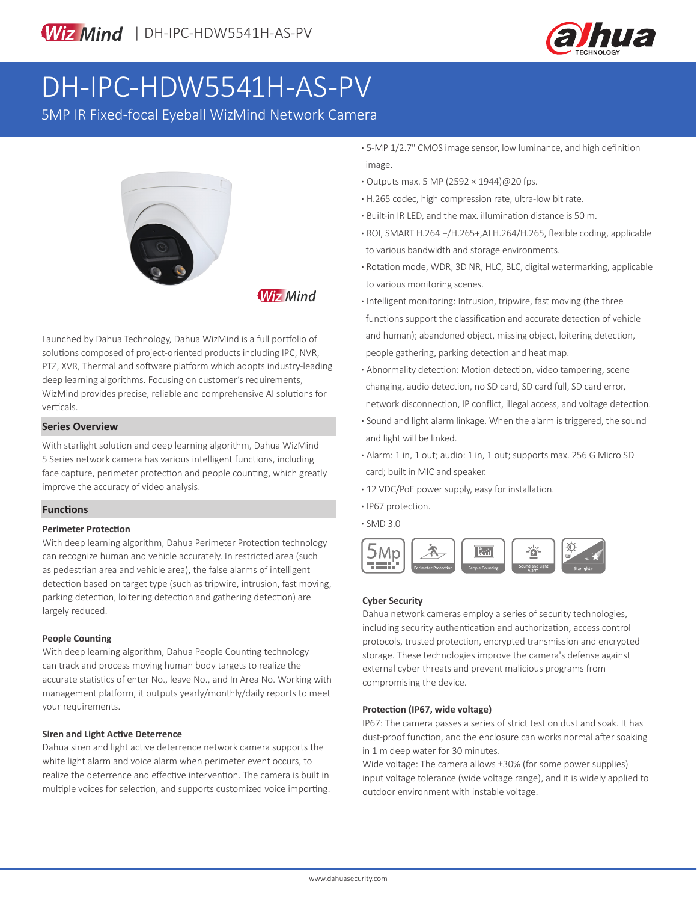WizMind | DH-IPC-HDW5541H-AS-PV

# DH-IPC-HDW5541H-AS-PV

5MP IR Fixed-focal Eyeball WizMind Network Camera

Launched by Dahua Technology, Dahua WizMind is a full portfolio of solutions composed of project-oriented products including IPC, NVR, PTZ, XVR, Thermal and software platform which adopts industry-leading deep learning algorithms. Focusing on customer's requirements, WizMind provides precise, reliable and comprehensive AI solutions for verticals.

## Series Overview

With starlight solution and deep learning algorithm, Dahua WizMind 5 Series network camera has various intelligent functions, including face capture, perimeter protection and people counting, which greatly improve the accuracy of video analysis.

## Functions

### Perimeter Protection

With deep learning algorithm, Dahua Perimeter Protection technology can recognize human and vehicle accurately. In restricted area (such as pedestrian area and vehicle area), the false alarms of intelligent detection based on target type (such as tripwire, intrusion, fast moving, parking detection, loitering detection and gathering detection) are largely reduced.

### People Counting

With deep learning algorithm, Dahua People Counting technology can track and process moving human body targets to realize the accurate statistics of enter No., leave No., and In Area No. Working with management platform, it outputs yearly/monthly/daily reports to meet your requirements.

### Siren and Light Active Deterrence

Dahua siren and light active deterrence network camera supports the white light alarm and voice alarm when perimeter event occurs, to realize the deterrence and effective intervention. The camera is built in multiple voices for selection, and supports customized voice importing.

- 5-MP 1/2.7" CMOS image sensor, low luminance, and high definition image.
- Outputs max. 5 MP (2592 × 1944)@20 fps.
- H.265 codec, high compression rate, ultra-low bit rate.
- Built-in IR LED, and the max. illumination distance is 50 m.
- ROI, SMART H.264 +/H.265+,AI H.264/H.265, flexible coding, applicable to various bandwidth and storage environments.
- Rotation mode, WDR, 3D NR, HLC, BLC, digital watermarking, applicable to various monitoring scenes.
- Intelligent monitoring: Intrusion, tripwire, fast moving (the three functions support the classification and accurate detection of vehicle and human); abandoned object, missing object, loitering detection, people gathering, parking detection and heat map.
- Abnormality detection: Motion detection, video tampering, scene changing, audio detection, no SD card, SD card full, SD card error, network disconnection, IP conflict, illegal access, and voltage detection.
- Sound and light alarm linkage. When the alarm is triggered, the sound and light will be linked.
- Alarm: 1 in, 1 out; audio: 1 in, 1 out; supports max. 256 G Micro SD card; built in MIC and speaker.
- 12 VDC/PoE power supply, easy for installation.
- IP67 protection.
- SMD 3.0

5MP | Perimeter Protection | People Counting | Sound and Light Alarm | Starlight+

### Cyber Security

Dahua network cameras employ a series of security technologies, including security authentication and authorization, access control protocols, trusted protection, encrypted transmission and encrypted storage. These technologies improve the camera's defense against external cyber threats and prevent malicious programs from compromising the device.

### Protection (IP67, wide voltage)

IP67: The camera passes a series of strict test on dust and soak. It has dust-proof function, and the enclosure can works normal after soaking in 1 m deep water for 30 minutes.

Wide voltage: The camera allows ±30% (for some power supplies) input voltage tolerance (wide voltage range), and it is widely applied to outdoor environment with instable voltage.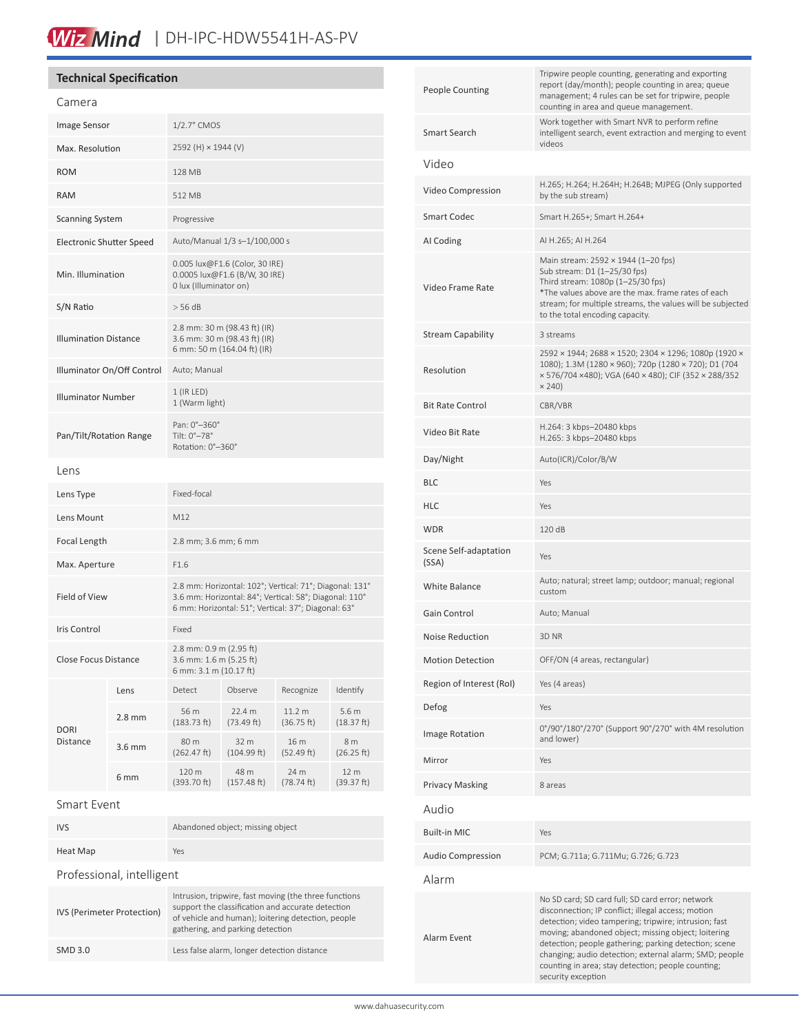## Technical Specification

### Camera

| | |
|---|---|
| Image Sensor | 1/2.7" CMOS |
| Max. Resolution | 2592 (H) × 1944 (V) |
| ROM | 128 MB |
| RAM | 512 MB |
| Scanning System | Progressive |
| Electronic Shutter Speed | Auto/Manual 1/3 s–1/100,000 s |
| Min. Illumination | 0.005 lux@F1.6 (Color, 30 IRE)<br>0.0005 lux@F1.6 (B/W, 30 IRE)<br>0 lux (Illuminator on) |
| S/N Ratio | > 56 dB |
| Illumination Distance | 2.8 mm: 30 m (98.43 ft) (IR)<br>3.6 mm: 30 m (98.43 ft) (IR)<br>6 mm: 50 m (164.04 ft) (IR) |
| Illuminator On/Off Control | Auto; Manual |
| Illuminator Number | 1 (IR LED)<br>1 (Warm light) |
| Pan/Tilt/Rotation Range | Pan: 0°–360°<br>Tilt: 0°–78°<br>Rotation: 0°–360° |

### Lens

| | |
|---|---|
| Lens Type | Fixed-focal |
| Lens Mount | M12 |
| Focal Length | 2.8 mm; 3.6 mm; 6 mm |
| Max. Aperture | F1.6 |
| Field of View | 2.8 mm: Horizontal: 102°; Vertical: 71°; Diagonal: 131°<br>3.6 mm: Horizontal: 84°; Vertical: 58°; Diagonal: 110°<br>6 mm: Horizontal: 51°; Vertical: 37°; Diagonal: 63° |
| Iris Control | Fixed |
| Close Focus Distance | 2.8 mm: 0.9 m (2.95 ft)<br>3.6 mm: 1.6 m (5.25 ft)<br>6 mm: 3.1 m (10.17 ft) |

| DORI Distance | Lens | Detect | Observe | Recognize | Identify |
|---|---|---|---|---|---|
| | 2.8 mm | 56 m (183.73 ft) | 22.4 m (73.49 ft) | 11.2 m (36.75 ft) | 5.6 m (18.37 ft) |
| | 3.6 mm | 80 m (262.47 ft) | 32 m (104.99 ft) | 16 m (52.49 ft) | 8 m (26.25 ft) |
| | 6 mm | 120 m (393.70 ft) | 48 m (157.48 ft) | 24 m (78.74 ft) | 12 m (39.37 ft) |

### Smart Event

| | |
|---|---|
| IVS | Abandoned object; missing object |
| Heat Map | Yes |

### Professional, intelligent

| | |
|---|---|
| IVS (Perimeter Protection) | Intrusion, tripwire, fast moving (the three functions support the classification and accurate detection of vehicle and human); loitering detection, people gathering, and parking detection |
| SMD 3.0 | Less false alarm, longer detection distance |
| People Counting | Tripwire people counting, generating and exporting report (day/month); people counting in area; queue management; 4 rules can be set for tripwire, people counting in area and queue management. |
| Smart Search | Work together with Smart NVR to perform refine intelligent search, event extraction and merging to event videos |

### Video

| | |
|---|---|
| Video Compression | H.265; H.264; H.264H; H.264B; MJPEG (Only supported by the sub stream) |
| Smart Codec | Smart H.265+; Smart H.264+ |
| AI Coding | AI H.265; AI H.264 |
| Video Frame Rate | Main stream: 2592 × 1944 (1–20 fps)<br>Sub stream: D1 (1–25/30 fps)<br>Third stream: 1080p (1–25/30 fps)<br>*The values above are the max. frame rates of each stream; for multiple streams, the values will be subjected to the total encoding capacity. |
| Stream Capability | 3 streams |
| Resolution | 2592 × 1944; 2688 × 1520; 2304 × 1296; 1080p (1920 × 1080); 1.3M (1280 × 960); 720p (1280 × 720); D1 (704 × 576/704 ×480); VGA (640 × 480); CIF (352 × 288/352 × 240) |
| Bit Rate Control | CBR/VBR |
| Video Bit Rate | H.264: 3 kbps–20480 kbps<br>H.265: 3 kbps–20480 kbps |
| Day/Night | Auto(ICR)/Color/B/W |
| BLC | Yes |
| HLC | Yes |
| WDR | 120 dB |
| Scene Self-adaptation (SSA) | Yes |
| White Balance | Auto; natural; street lamp; outdoor; manual; regional custom |
| Gain Control | Auto; Manual |
| Noise Reduction | 3D NR |
| Motion Detection | OFF/ON (4 areas, rectangular) |
| Region of Interest (RoI) | Yes (4 areas) |
| Defog | Yes |
| Image Rotation | 0°/90°/180°/270° (Support 90°/270° with 4M resolution and lower) |
| Mirror | Yes |
| Privacy Masking | 8 areas |

### Audio

| | |
|---|---|
| Built-in MIC | Yes |
| Audio Compression | PCM; G.711a; G.711Mu; G.726; G.723 |

### Alarm

| | |
|---|---|
| Alarm Event | No SD card; SD card full; SD card error; network disconnection; IP conflict; illegal access; motion detection; video tampering; tripwire; intrusion; fast moving; abandoned object; missing object; loitering detection; people gathering; parking detection; scene changing; audio detection; external alarm; SMD; people counting in area; stay detection; people counting; security exception |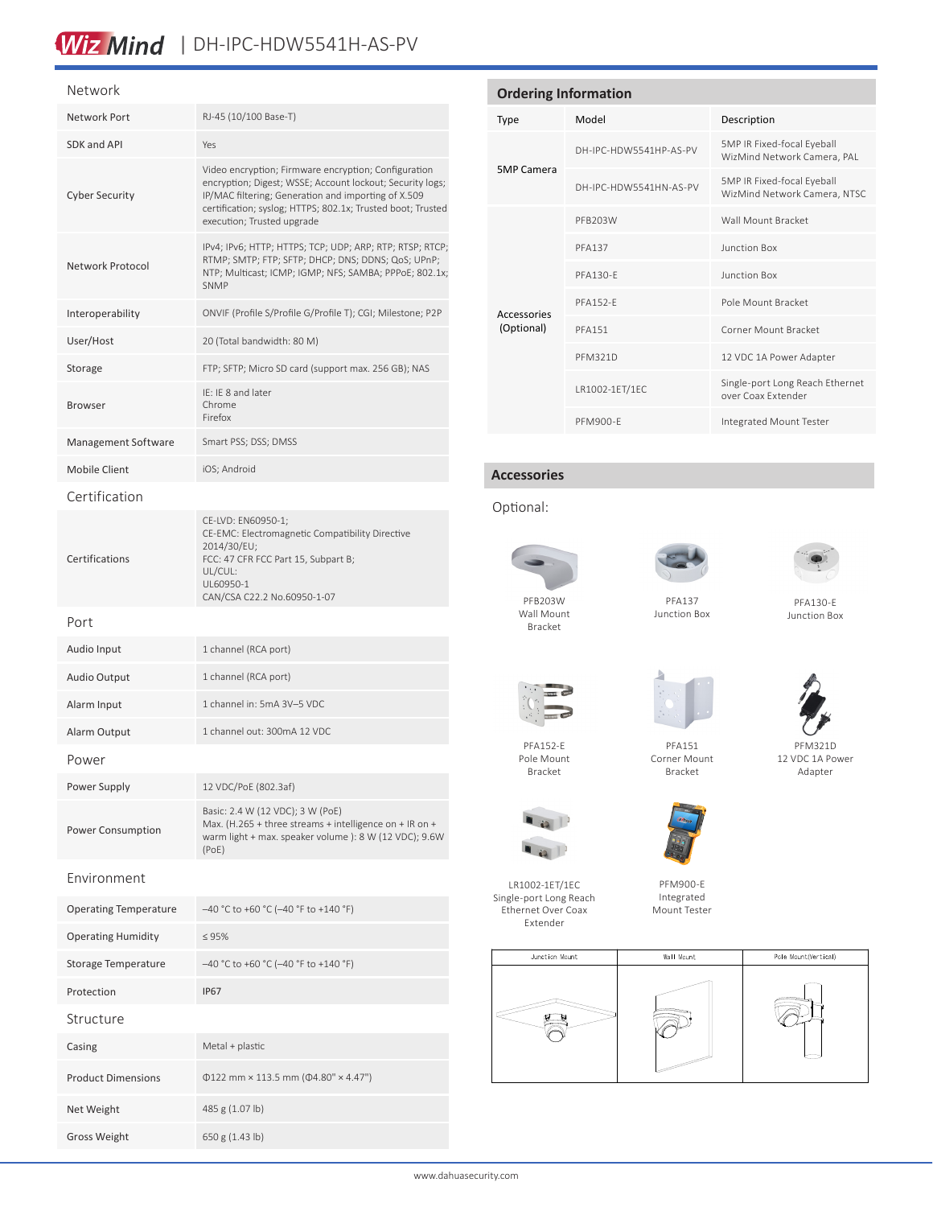# DH-IPC-HDW5541H-AS-PV

## Network

| | |
|---|---|
| Network Port | RJ-45 (10/100 Base-T) |
| SDK and API | Yes |
| Cyber Security | Video encryption; Firmware encryption; Configuration encryption; Digest; WSSE; Account lockout; Security logs; IP/MAC filtering; Generation and importing of X.509 certification; syslog; HTTPS; 802.1x; Trusted boot; Trusted execution; Trusted upgrade |
| Network Protocol | IPv4; IPv6; HTTP; HTTPS; TCP; UDP; ARP; RTP; RTSP; RTCP; RTMP; SMTP; FTP; SFTP; DHCP; DNS; DDNS; QoS; UPnP; NTP; Multicast; ICMP; IGMP; NFS; SAMBA; PPPoE; 802.1x; SNMP |
| Interoperability | ONVIF (Profile S/Profile G/Profile T); CGI; Milestone; P2P |
| User/Host | 20 (Total bandwidth: 80 M) |
| Storage | FTP; SFTP; Micro SD card (support max. 256 GB); NAS |
| Browser | IE: IE 8 and later<br>Chrome<br>Firefox |
| Management Software | Smart PSS; DSS; DMSS |
| Mobile Client | iOS; Android |

## Certification

| | |
|---|---|
| Certifications | CE-LVD: EN60950-1;<br>CE-EMC: Electromagnetic Compatibility Directive 2014/30/EU;<br>FCC: 47 CFR FCC Part 15, Subpart B;<br>UL/CUL:<br>UL60950-1<br>CAN/CSA C22.2 No.60950-1-07 |

## Port

| | |
|---|---|
| Audio Input | 1 channel (RCA port) |
| Audio Output | 1 channel (RCA port) |
| Alarm Input | 1 channel in: 5mA 3V–5 VDC |
| Alarm Output | 1 channel out: 300mA 12 VDC |

## Power

| | |
|---|---|
| Power Supply | 12 VDC/PoE (802.3af) |
| Power Consumption | Basic: 2.4 W (12 VDC); 3 W (PoE)<br>Max. (H.265 + three streams + intelligence on + IR on + warm light + max. speaker volume ): 8 W (12 VDC); 9.6W (PoE) |

## Environment

| | |
|---|---|
| Operating Temperature | –40 °C to +60 °C (–40 °F to +140 °F) |
| Operating Humidity | ≤ 95% |
| Storage Temperature | –40 °C to +60 °C (–40 °F to +140 °F) |
| Protection | IP67 |

## Structure

| | |
|---|---|
| Casing | Metal + plastic |
| Product Dimensions | Φ122 mm × 113.5 mm (Φ4.80" × 4.47") |
| Net Weight | 485 g (1.07 lb) |
| Gross Weight | 650 g (1.43 lb) |

## Ordering Information

| Type | Model | Description |
|---|---|---|
| 5MP Camera | DH-IPC-HDW5541HP-AS-PV | 5MP IR Fixed-focal Eyeball WizMind Network Camera, PAL |
| | DH-IPC-HDW5541HN-AS-PV | 5MP IR Fixed-focal Eyeball WizMind Network Camera, NTSC |
| Accessories (Optional) | PFB203W | Wall Mount Bracket |
| | PFA137 | Junction Box |
| | PFA130-E | Junction Box |
| | PFA152-E | Pole Mount Bracket |
| | PFA151 | Corner Mount Bracket |
| | PFM321D | 12 VDC 1A Power Adapter |
| | LR1002-1ET/1EC | Single-port Long Reach Ethernet over Coax Extender |
| | PFM900-E | Integrated Mount Tester |

## Accessories

Optional:

PFB203W Wall Mount Bracket

PFA137 Junction Box

PFA130-E Junction Box

PFA152-E Pole Mount Bracket

PFA151 Corner Mount Bracket

PFM321D 12 VDC 1A Power Adapter

LR1002-1ET/1EC Single-port Long Reach Ethernet Over Coax Extender

PFM900-E Integrated Mount Tester

| Junction Mount | Wall Mount | Pole Mount(Vertical) |
|---|---|---|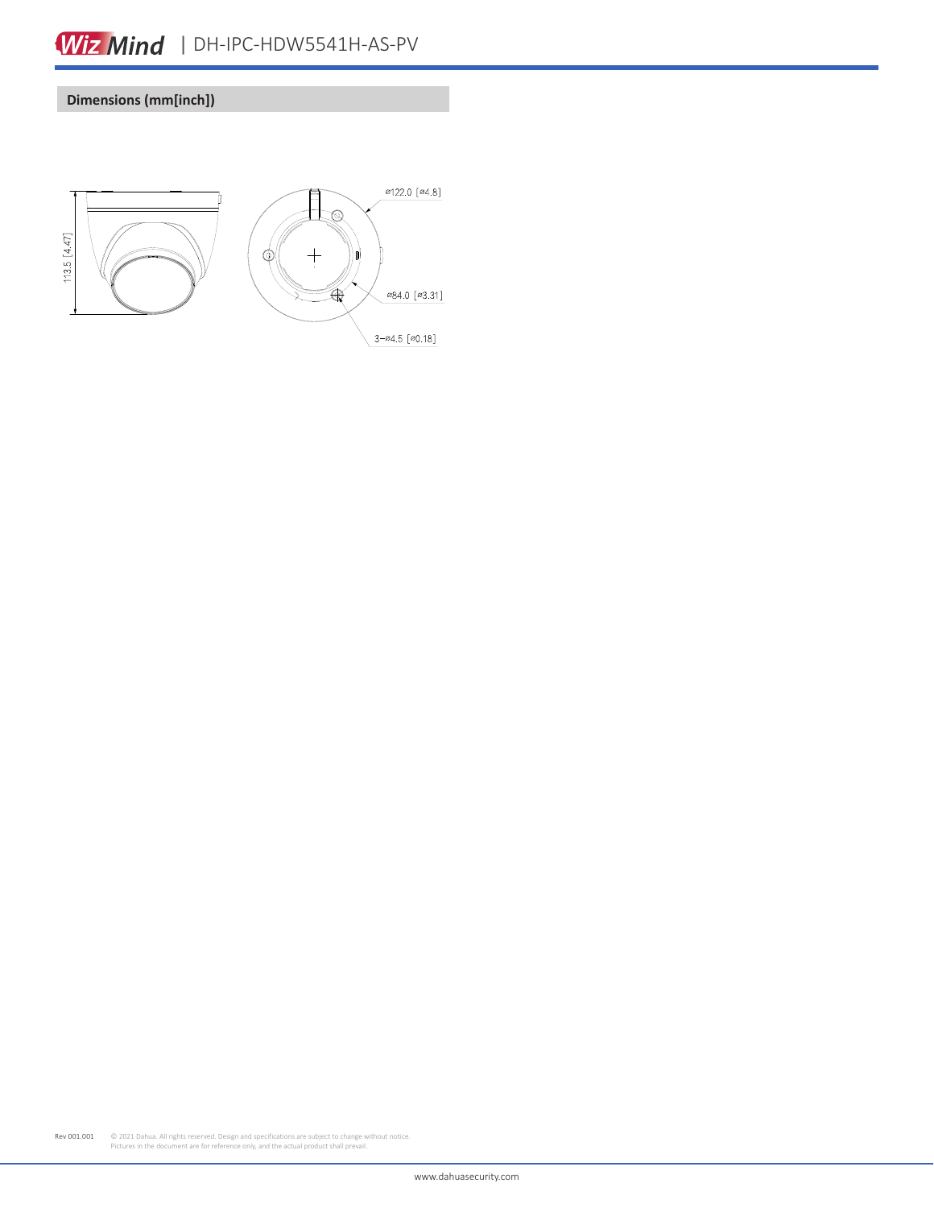## Dimensions (mm[inch])

113.5 [4.47]

ø122.0 [ø4.8]

ø84.0 [ø3.31]

3-ø4.5 [ø0.18]

Rev 001.001

© 2021 Dahua. All rights reserved. Design and specifications are subject to change without notice.
Pictures in the document are for reference only, and the actual product shall prevail.